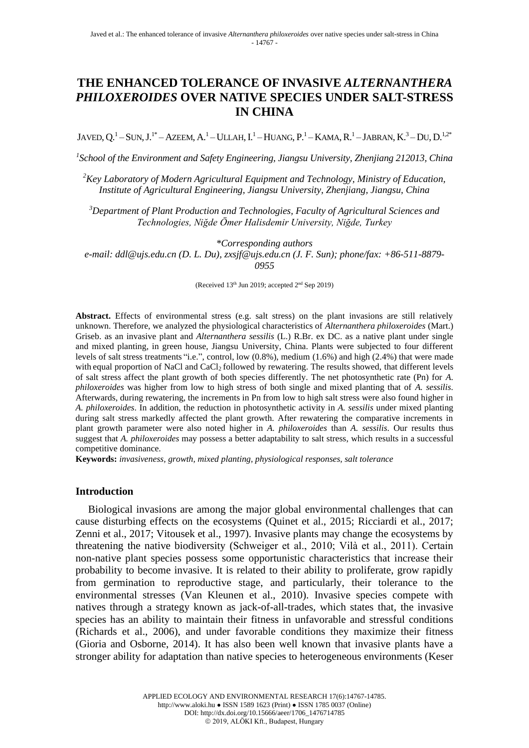# THE ENHANCED TOLERANCE OF INVASIVE *ALTERNANTHERA PHILOXEROIDES* OVER NATIVE SPECIES UNDER SALT-STRESS IN CHINA

JAVED, Q.[1] – SUN, J.[1*] – AZEEM, A.[1] – ULLAH, I.[1] – HUANG, P.[1] – KAMA, R.[1] – JABRAN, K.[3] – DU, D.[1,2*]

[1]*School of the Environment and Safety Engineering, Jiangsu University, Zhenjiang 212013, China*

[2]*Key Laboratory of Modern Agricultural Equipment and Technology, Ministry of Education, Institute of Agricultural Engineering, Jiangsu University, Zhenjiang, Jiangsu, China*

[3]*Department of Plant Production and Technologies, Faculty of Agricultural Sciences and Technologies, Niğde Ömer Halisdemir University, Niğde, Turkey*

*\*Corresponding authors*
*e-mail: ddl@ujs.edu.cn (D. L. Du), zxsjf@ujs.edu.cn (J. F. Sun); phone/fax: +86-511-8879-0955*

(Received 13th Jun 2019; accepted 2nd Sep 2019)

**Abstract.** Effects of environmental stress (e.g. salt stress) on the plant invasions are still relatively unknown. Therefore, we analyzed the physiological characteristics of *Alternanthera philoxeroides* (Mart.) Griseb. as an invasive plant and *Alternanthera sessilis* (L.) R.Br. ex DC. as a native plant under single and mixed planting, in green house, Jiangsu University, China. Plants were subjected to four different levels of salt stress treatments "i.e.", control, low (0.8%), medium (1.6%) and high (2.4%) that were made with equal proportion of NaCl and $CaCl_2$ followed by rewatering. The results showed, that different levels of salt stress affect the plant growth of both species differently. The net photosynthetic rate (Pn) for *A. philoxeroides* was higher from low to high stress of both single and mixed planting that of *A. sessilis*. Afterwards, during rewatering, the increments in Pn from low to high salt stress were also found higher in *A. philoxeroides*. In addition, the reduction in photosynthetic activity in *A. sessilis* under mixed planting during salt stress markedly affected the plant growth. After rewatering the comparative increments in plant growth parameter were also noted higher in *A. philoxeroides* than *A. sessilis*. Our results thus suggest that *A. philoxeroides* may possess a better adaptability to salt stress, which results in a successful competitive dominance.

**Keywords:** *invasiveness, growth, mixed planting, physiological responses, salt tolerance*

## Introduction

Biological invasions are among the major global environmental challenges that can cause disturbing effects on the ecosystems (Quinet et al., 2015; Ricciardi et al., 2017; Zenni et al., 2017; Vitousek et al., 1997). Invasive plants may change the ecosystems by threatening the native biodiversity (Schweiger et al., 2010; Vilà et al., 2011). Certain non-native plant species possess some opportunistic characteristics that increase their probability to become invasive. It is related to their ability to proliferate, grow rapidly from germination to reproductive stage, and particularly, their tolerance to the environmental stresses (Van Kleunen et al., 2010). Invasive species compete with natives through a strategy known as jack-of-all-trades, which states that, the invasive species has an ability to maintain their fitness in unfavorable and stressful conditions (Richards et al., 2006), and under favorable conditions they maximize their fitness (Gioria and Osborne, 2014). It has also been well known that invasive plants have a stronger ability for adaptation than native species to heterogeneous environments (Keser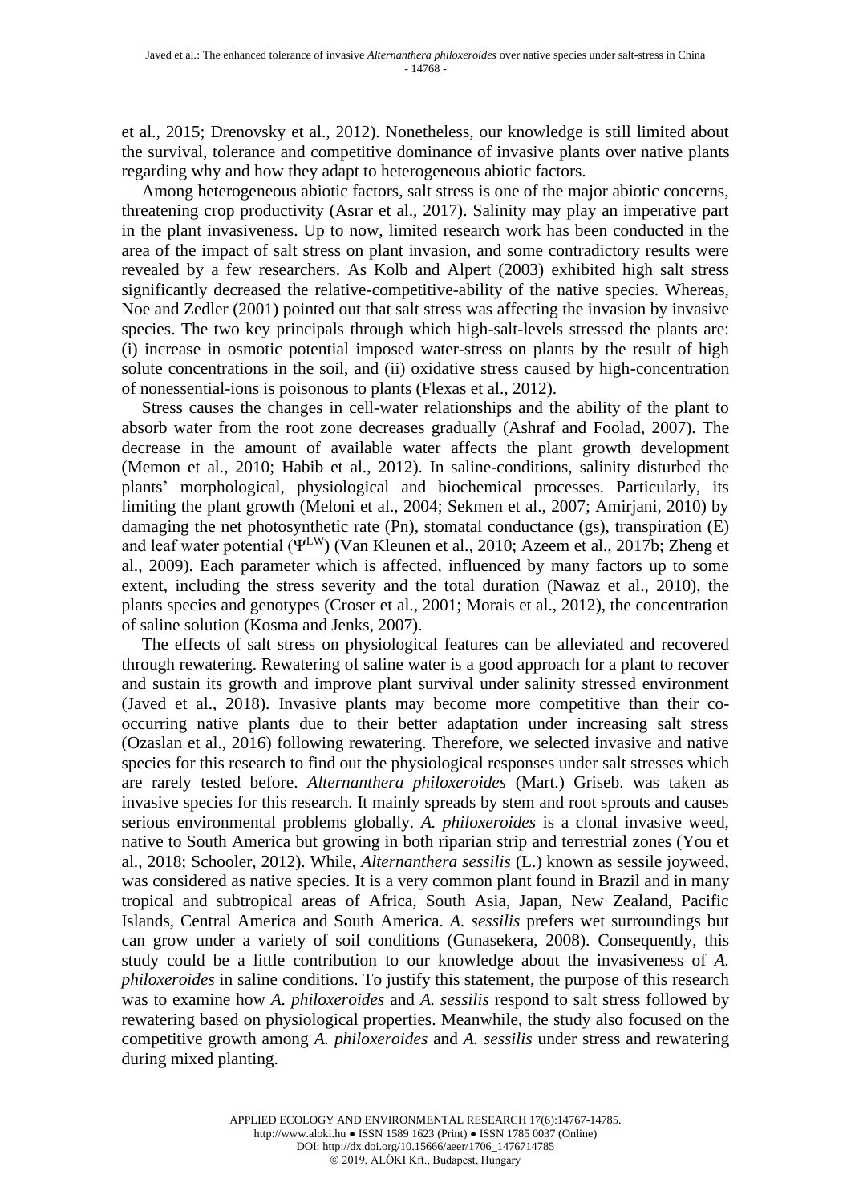et al., 2015; Drenovsky et al., 2012). Nonetheless, our knowledge is still limited about the survival, tolerance and competitive dominance of invasive plants over native plants regarding why and how they adapt to heterogeneous abiotic factors.

Among heterogeneous abiotic factors, salt stress is one of the major abiotic concerns, threatening crop productivity (Asrar et al., 2017). Salinity may play an imperative part in the plant invasiveness. Up to now, limited research work has been conducted in the area of the impact of salt stress on plant invasion, and some contradictory results were revealed by a few researchers. As Kolb and Alpert (2003) exhibited high salt stress significantly decreased the relative-competitive-ability of the native species. Whereas, Noe and Zedler (2001) pointed out that salt stress was affecting the invasion by invasive species. The two key principals through which high-salt-levels stressed the plants are: (i) increase in osmotic potential imposed water-stress on plants by the result of high solute concentrations in the soil, and (ii) oxidative stress caused by high-concentration of nonessential-ions is poisonous to plants (Flexas et al., 2012).

Stress causes the changes in cell-water relationships and the ability of the plant to absorb water from the root zone decreases gradually (Ashraf and Foolad, 2007). The decrease in the amount of available water affects the plant growth development (Memon et al., 2010; Habib et al., 2012). In saline-conditions, salinity disturbed the plants' morphological, physiological and biochemical processes. Particularly, its limiting the plant growth (Meloni et al., 2004; Sekmen et al., 2007; Amirjani, 2010) by damaging the net photosynthetic rate (Pn), stomatal conductance (gs), transpiration (E) and leaf water potential ($\Psi^{LW}$) (Van Kleunen et al., 2010; Azeem et al., 2017b; Zheng et al., 2009). Each parameter which is affected, influenced by many factors up to some extent, including the stress severity and the total duration (Nawaz et al., 2010), the plants species and genotypes (Croser et al., 2001; Morais et al., 2012), the concentration of saline solution (Kosma and Jenks, 2007).

The effects of salt stress on physiological features can be alleviated and recovered through rewatering. Rewatering of saline water is a good approach for a plant to recover and sustain its growth and improve plant survival under salinity stressed environment (Javed et al., 2018). Invasive plants may become more competitive than their co-occurring native plants due to their better adaptation under increasing salt stress (Ozaslan et al., 2016) following rewatering. Therefore, we selected invasive and native species for this research to find out the physiological responses under salt stresses which are rarely tested before. *Alternanthera philoxeroides* (Mart.) Griseb. was taken as invasive species for this research. It mainly spreads by stem and root sprouts and causes serious environmental problems globally. *A. philoxeroides* is a clonal invasive weed, native to South America but growing in both riparian strip and terrestrial zones (You et al., 2018; Schooler, 2012). While, *Alternanthera sessilis* (L.) known as sessile joyweed, was considered as native species. It is a very common plant found in Brazil and in many tropical and subtropical areas of Africa, South Asia, Japan, New Zealand, Pacific Islands, Central America and South America. *A. sessilis* prefers wet surroundings but can grow under a variety of soil conditions (Gunasekera, 2008). Consequently, this study could be a little contribution to our knowledge about the invasiveness of *A. philoxeroides* in saline conditions. To justify this statement, the purpose of this research was to examine how *A. philoxeroides* and *A. sessilis* respond to salt stress followed by rewatering based on physiological properties. Meanwhile, the study also focused on the competitive growth among *A. philoxeroides* and *A. sessilis* under stress and rewatering during mixed planting.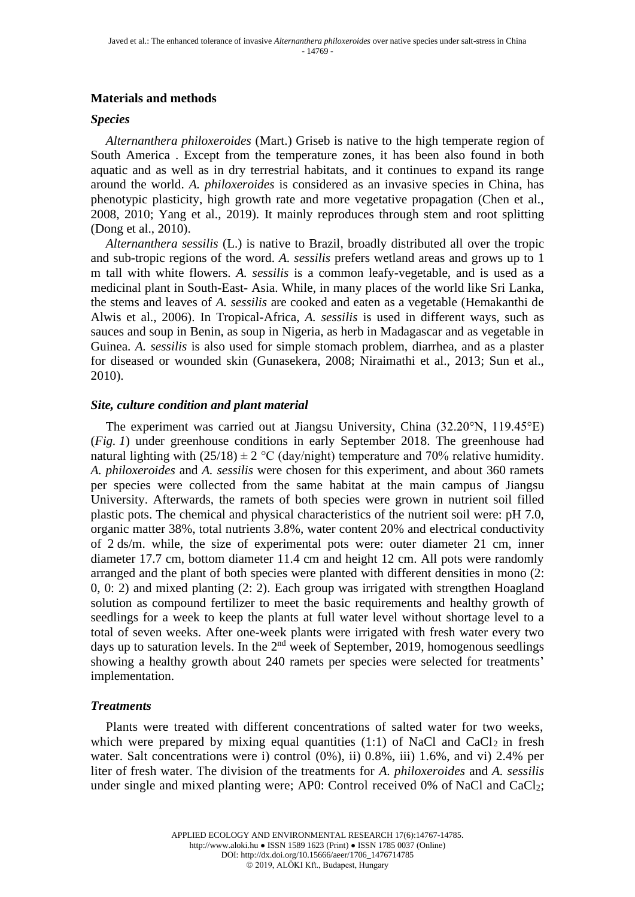## Materials and methods

### *Species*

*Alternanthera philoxeroides* (Mart.) Griseb is native to the high temperate region of South America . Except from the temperature zones, it has been also found in both aquatic and as well as in dry terrestrial habitats, and it continues to expand its range around the world. *A. philoxeroides* is considered as an invasive species in China, has phenotypic plasticity, high growth rate and more vegetative propagation (Chen et al., 2008, 2010; Yang et al., 2019). It mainly reproduces through stem and root splitting (Dong et al., 2010).

*Alternanthera sessilis* (L.) is native to Brazil, broadly distributed all over the tropic and sub-tropic regions of the word. *A. sessilis* prefers wetland areas and grows up to 1 m tall with white flowers. *A. sessilis* is a common leafy-vegetable, and is used as a medicinal plant in South-East- Asia. While, in many places of the world like Sri Lanka, the stems and leaves of *A. sessilis* are cooked and eaten as a vegetable (Hemakanthi de Alwis et al., 2006). In Tropical-Africa, *A. sessilis* is used in different ways, such as sauces and soup in Benin, as soup in Nigeria, as herb in Madagascar and as vegetable in Guinea. *A. sessilis* is also used for simple stomach problem, diarrhea, and as a plaster for diseased or wounded skin (Gunasekera, 2008; Niraimathi et al., 2013; Sun et al., 2010).

### *Site, culture condition and plant material*

The experiment was carried out at Jiangsu University, China (32.20°N, 119.45°E) (*Fig. 1*) under greenhouse conditions in early September 2018. The greenhouse had natural lighting with (25/18) ± 2 °C (day/night) temperature and 70% relative humidity. *A. philoxeroides* and *A. sessilis* were chosen for this experiment, and about 360 ramets per species were collected from the same habitat at the main campus of Jiangsu University. Afterwards, the ramets of both species were grown in nutrient soil filled plastic pots. The chemical and physical characteristics of the nutrient soil were: pH 7.0, organic matter 38%, total nutrients 3.8%, water content 20% and electrical conductivity of 2 ds/m. while, the size of experimental pots were: outer diameter 21 cm, inner diameter 17.7 cm, bottom diameter 11.4 cm and height 12 cm. All pots were randomly arranged and the plant of both species were planted with different densities in mono (2: 0, 0: 2) and mixed planting (2: 2). Each group was irrigated with strengthen Hoagland solution as compound fertilizer to meet the basic requirements and healthy growth of seedlings for a week to keep the plants at full water level without shortage level to a total of seven weeks. After one-week plants were irrigated with fresh water every two days up to saturation levels. In the 2nd week of September, 2019, homogenous seedlings showing a healthy growth about 240 ramets per species were selected for treatments' implementation.

### *Treatments*

Plants were treated with different concentrations of salted water for two weeks, which were prepared by mixing equal quantities (1:1) of NaCl and $CaCl_2$ in fresh water. Salt concentrations were i) control (0%), ii) 0.8%, iii) 1.6%, and vi) 2.4% per liter of fresh water. The division of the treatments for *A. philoxeroides* and *A. sessilis* under single and mixed planting were; AP0: Control received 0% of NaCl and $CaCl_2$;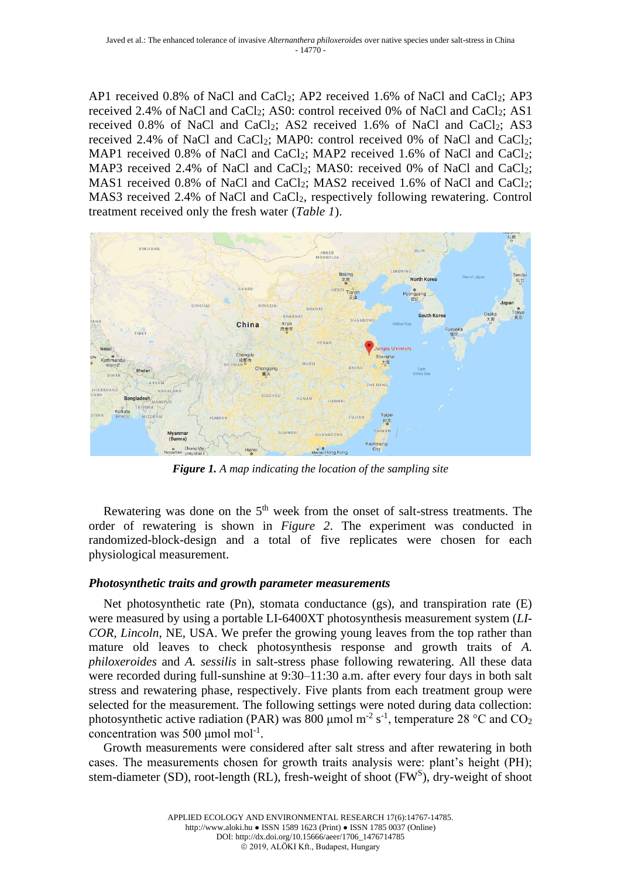AP1 received 0.8% of NaCl and $CaCl_2$; AP2 received 1.6% of NaCl and $CaCl_2$; AP3 received 2.4% of NaCl and $CaCl_2$; AS0: control received 0% of NaCl and $CaCl_2$; AS1 received 0.8% of NaCl and $CaCl_2$; AS2 received 1.6% of NaCl and $CaCl_2$; AS3 received 2.4% of NaCl and $CaCl_2$; MAP0: control received 0% of NaCl and $CaCl_2$; MAP1 received 0.8% of NaCl and $CaCl_2$; MAP2 received 1.6% of NaCl and $CaCl_2$; MAP3 received 2.4% of NaCl and $CaCl_2$; MAS0: received 0% of NaCl and $CaCl_2$; MAS1 received 0.8% of NaCl and $CaCl_2$; MAS2 received 1.6% of NaCl and $CaCl_2$; MAS3 received 2.4% of NaCl and $CaCl_2$, respectively following rewatering. Control treatment received only the fresh water (*Table 1*).

***Figure 1.*** *A map indicating the location of the sampling site*

Rewatering was done on the 5th week from the onset of salt-stress treatments. The order of rewatering is shown in *Figure 2*. The experiment was conducted in randomized-block-design and a total of five replicates were chosen for each physiological measurement.

### *Photosynthetic traits and growth parameter measurements*

Net photosynthetic rate (Pn), stomata conductance (gs), and transpiration rate (E) were measured by using a portable LI-6400XT photosynthesis measurement system (*LI-COR, Lincoln*, NE, USA. We prefer the growing young leaves from the top rather than mature old leaves to check photosynthesis response and growth traits of *A. philoxeroides* and *A. sessilis* in salt-stress phase following rewatering. All these data were recorded during full-sunshine at 9:30–11:30 a.m. after every four days in both salt stress and rewatering phase, respectively. Five plants from each treatment group were selected for the measurement. The following settings were noted during data collection: photosynthetic active radiation (PAR) was 800 μmol $m^{-2}$ $s^{-1}$, temperature 28 °C and $CO_2$ concentration was 500 μmol $mol^{-1}$.

Growth measurements were considered after salt stress and after rewatering in both cases. The measurements chosen for growth traits analysis were: plant's height (PH); stem-diameter (SD), root-length (RL), fresh-weight of shoot ($FW^S$), dry-weight of shoot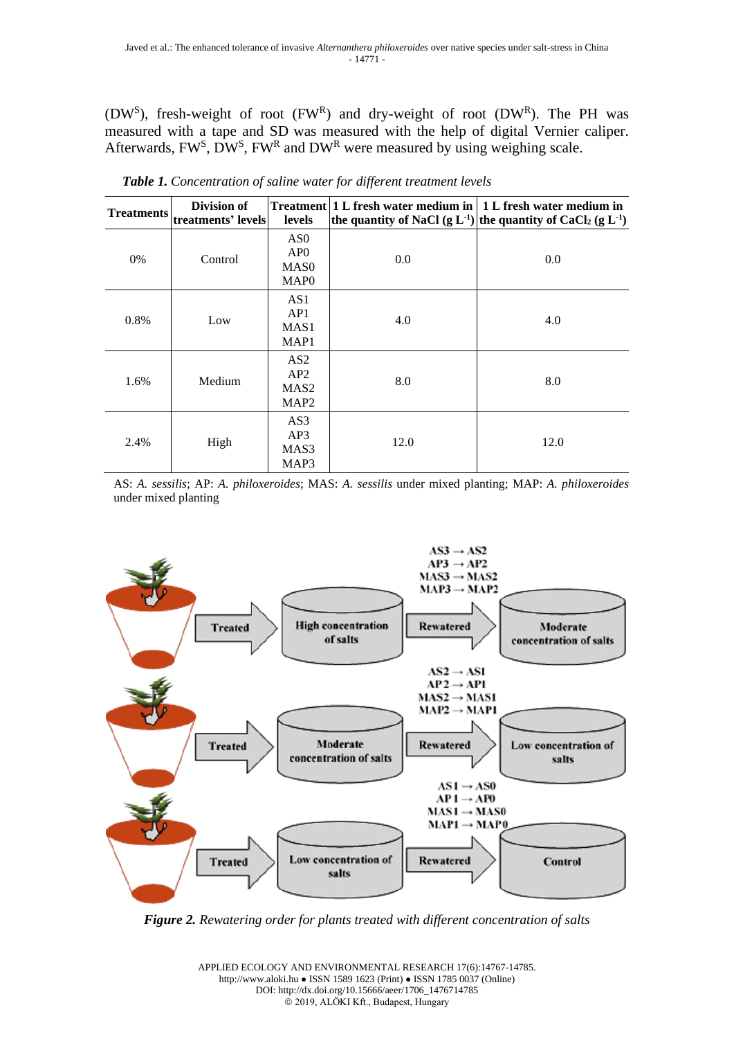($DW^S$), fresh-weight of root ($FW^R$) and dry-weight of root ($DW^R$). The PH was measured with a tape and SD was measured with the help of digital Vernier caliper. Afterwards, $FW^S$, $DW^S$, $FW^R$ and $DW^R$ were measured by using weighing scale.

***Table 1.*** *Concentration of saline water for different treatment levels*

| Treatments | Division of treatments' levels | Treatment levels | 1 L fresh water medium in the quantity of NaCl (g $L^{-1}$) | 1 L fresh water medium in the quantity of $CaCl_2$ (g $L^{-1}$) |
|---|---|---|---|---|
| 0% | Control | AS0<br>AP0<br>MAS0<br>MAP0 | 0.0 | 0.0 |
| 0.8% | Low | AS1<br>AP1<br>MAS1<br>MAP1 | 4.0 | 4.0 |
| 1.6% | Medium | AS2<br>AP2<br>MAS2<br>MAP2 | 8.0 | 8.0 |
| 2.4% | High | AS3<br>AP3<br>MAS3<br>MAP3 | 12.0 | 12.0 |

AS: *A. sessilis*; AP: *A. philoxeroides*; MAS: *A. sessilis* under mixed planting; MAP: *A. philoxeroides* under mixed planting

AS3 → AS2
AP3 → AP2
MAS3 → MAS2
MAP3 → MAP2

Treated → High concentration of salts → Rewatered → Moderate concentration of salts

AS2 → AS1
AP2 → AP1
MAS2 → MAS1
MAP2 → MAP1

Treated → Moderate concentration of salts → Rewatered → Low concentration of salts

AS1 → AS0
AP1 → AP0
MAS1 → MAS0
MAP1 → MAP0

Treated → Low concentration of salts → Rewatered → Control

***Figure 2.*** *Rewatering order for plants treated with different concentration of salts*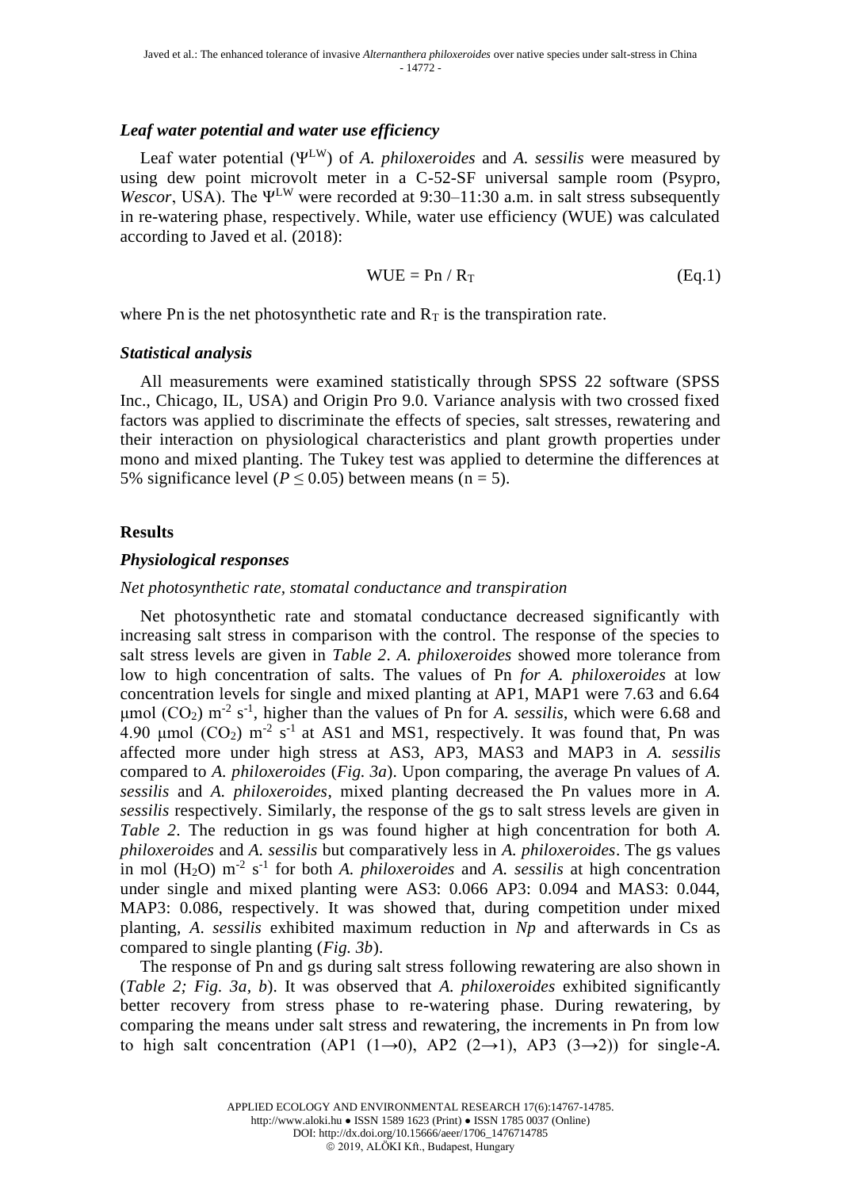### *Leaf water potential and water use efficiency*

Leaf water potential ($\Psi^{LW}$) of *A. philoxeroides* and *A. sessilis* were measured by using dew point microvolt meter in a C-52-SF universal sample room (Psypro, *Wescor*, USA). The $\Psi^{LW}$ were recorded at 9:30–11:30 a.m. in salt stress subsequently in re-watering phase, respectively. While, water use efficiency (WUE) was calculated according to Javed et al. (2018):

$$\text{WUE} = \text{Pn} / R_T \qquad \text{(Eq.1)}$$

where Pn is the net photosynthetic rate and $R_T$ is the transpiration rate.

### *Statistical analysis*

All measurements were examined statistically through SPSS 22 software (SPSS Inc., Chicago, IL, USA) and Origin Pro 9.0. Variance analysis with two crossed fixed factors was applied to discriminate the effects of species, salt stresses, rewatering and their interaction on physiological characteristics and plant growth properties under mono and mixed planting. The Tukey test was applied to determine the differences at 5% significance level ($P \leq 0.05$) between means (n = 5).

## Results

### *Physiological responses*

#### *Net photosynthetic rate, stomatal conductance and transpiration*

Net photosynthetic rate and stomatal conductance decreased significantly with increasing salt stress in comparison with the control. The response of the species to salt stress levels are given in *Table 2*. *A. philoxeroides* showed more tolerance from low to high concentration of salts. The values of Pn *for A. philoxeroides* at low concentration levels for single and mixed planting at AP1, MAP1 were 7.63 and 6.64 μmol ($CO_2$) $m^{-2}$ $s^{-1}$, higher than the values of Pn for *A. sessilis*, which were 6.68 and 4.90 μmol ($CO_2$) $m^{-2}$ $s^{-1}$ at AS1 and MS1, respectively. It was found that, Pn was affected more under high stress at AS3, AP3, MAS3 and MAP3 in *A. sessilis* compared to *A. philoxeroides* (*Fig. 3a*). Upon comparing, the average Pn values of *A. sessilis* and *A. philoxeroides*, mixed planting decreased the Pn values more in *A. sessilis* respectively. Similarly, the response of the gs to salt stress levels are given in *Table 2*. The reduction in gs was found higher at high concentration for both *A. philoxeroides* and *A. sessilis* but comparatively less in *A. philoxeroides*. The gs values in mol ($H_2O$) $m^{-2}$ $s^{-1}$ for both *A. philoxeroides* and *A. sessilis* at high concentration under single and mixed planting were AS3: 0.066 AP3: 0.094 and MAS3: 0.044, MAP3: 0.086, respectively. It was showed that, during competition under mixed planting, *A. sessilis* exhibited maximum reduction in *Np* and afterwards in Cs as compared to single planting (*Fig. 3b*).

The response of Pn and gs during salt stress following rewatering are also shown in (*Table 2; Fig. 3a, b*). It was observed that *A. philoxeroides* exhibited significantly better recovery from stress phase to re-watering phase. During rewatering, by comparing the means under salt stress and rewatering, the increments in Pn from low to high salt concentration (AP1 (1→0), AP2 (2→1), AP3 (3→2)) for single-*A.*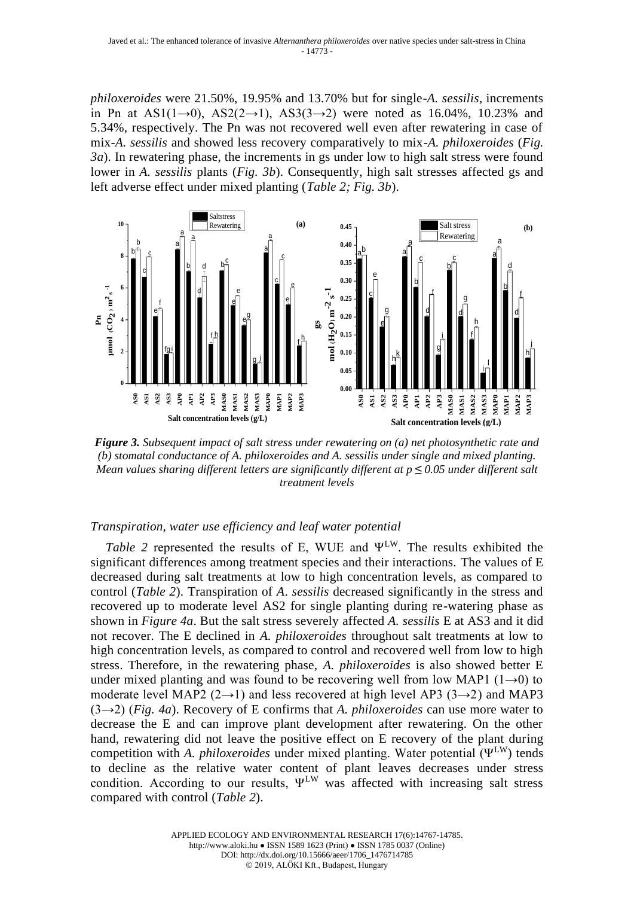*philoxeroides* were 21.50%, 19.95% and 13.70% but for single-*A. sessilis*, increments in Pn at AS1(1→0), AS2(2→1), AS3(3→2) were noted as 16.04%, 10.23% and 5.34%, respectively. The Pn was not recovered well even after rewatering in case of mix-*A. sessilis* and showed less recovery comparatively to mix-*A. philoxeroides* (*Fig. 3a*). In rewatering phase, the increments in gs under low to high salt stress were found lower in *A. sessilis* plants (*Fig. 3b*). Consequently, high salt stresses affected gs and left adverse effect under mixed planting (*Table 2; Fig. 3b*).

***Figure 3.*** *Subsequent impact of salt stress under rewatering on (a) net photosynthetic rate and (b) stomatal conductance of A. philoxeroides and A. sessilis under single and mixed planting. Mean values sharing different letters are significantly different at p ≤ 0.05 under different salt treatment levels*

### *Transpiration, water use efficiency and leaf water potential*

*Table 2* represented the results of E, WUE and $\Psi^{LW}$. The results exhibited the significant differences among treatment species and their interactions. The values of E decreased during salt treatments at low to high concentration levels, as compared to control (*Table 2*). Transpiration of *A. sessilis* decreased significantly in the stress and recovered up to moderate level AS2 for single planting during re-watering phase as shown in *Figure 4a*. But the salt stress severely affected *A. sessilis* E at AS3 and it did not recover. The E declined in *A. philoxeroides* throughout salt treatments at low to high concentration levels, as compared to control and recovered well from low to high stress. Therefore, in the rewatering phase, *A. philoxeroides* is also showed better E under mixed planting and was found to be recovering well from low MAP1 (1→0) to moderate level MAP2 (2→1) and less recovered at high level AP3 (3→2) and MAP3 (3→2) (*Fig. 4a*). Recovery of E confirms that *A. philoxeroides* can use more water to decrease the E and can improve plant development after rewatering. On the other hand, rewatering did not leave the positive effect on E recovery of the plant during competition with *A. philoxeroides* under mixed planting. Water potential ($\Psi^{LW}$) tends to decline as the relative water content of plant leaves decreases under stress condition. According to our results, $\Psi^{LW}$ was affected with increasing salt stress compared with control (*Table 2*).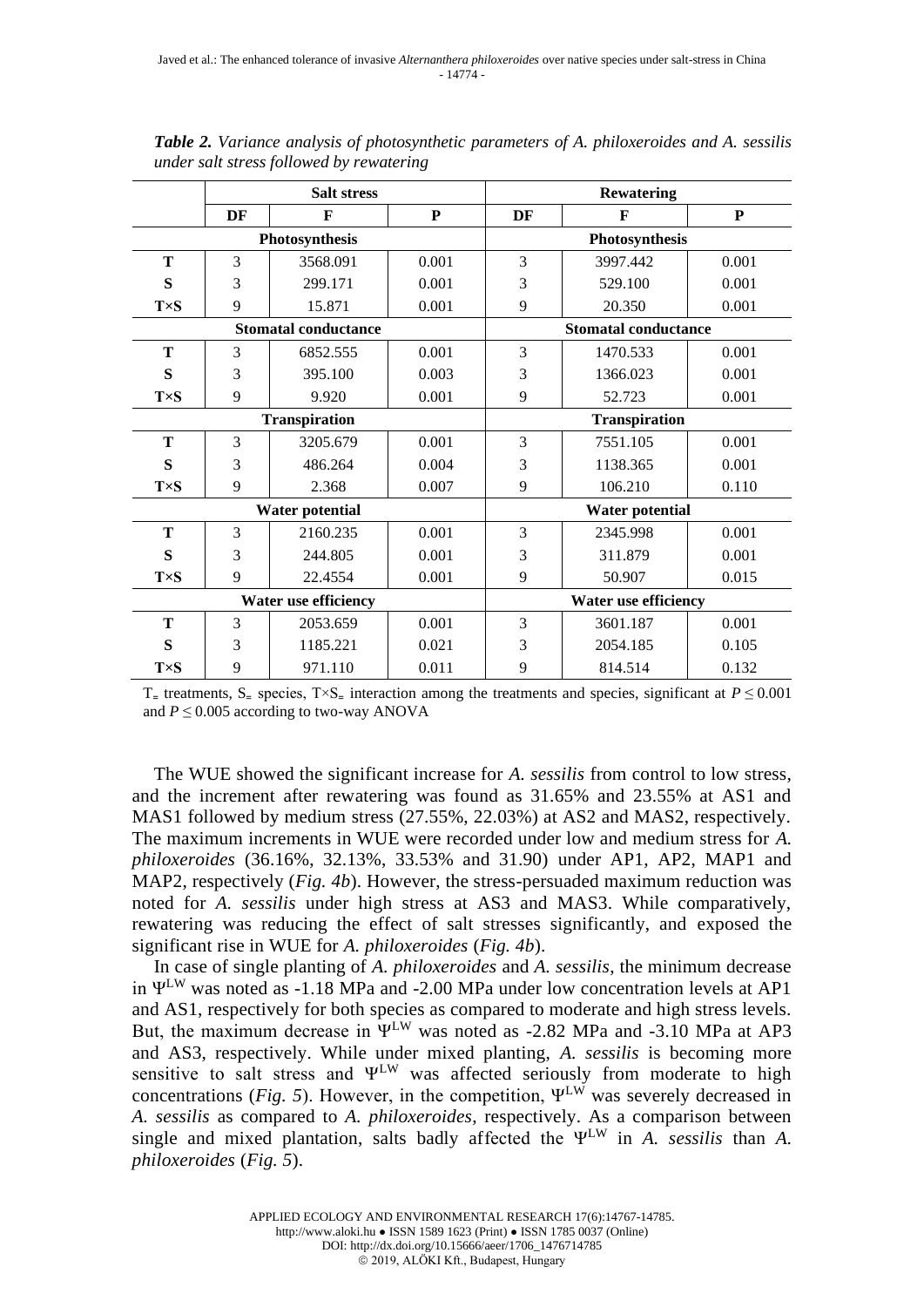***Table 2.*** *Variance analysis of photosynthetic parameters of A. philoxeroides and A. sessilis under salt stress followed by rewatering*

| | Salt stress | | | Rewatering | | |
|---|---|---|---|---|---|---|
| | **DF** | **F** | **P** | **DF** | **F** | **P** |
| | **Photosynthesis** | | | **Photosynthesis** | | |
| **T** | 3 | 3568.091 | 0.001 | 3 | 3997.442 | 0.001 |
| **S** | 3 | 299.171 | 0.001 | 3 | 529.100 | 0.001 |
| **T×S** | 9 | 15.871 | 0.001 | 9 | 20.350 | 0.001 |
| | **Stomatal conductance** | | | **Stomatal conductance** | | |
| **T** | 3 | 6852.555 | 0.001 | 3 | 1470.533 | 0.001 |
| **S** | 3 | 395.100 | 0.003 | 3 | 1366.023 | 0.001 |
| **T×S** | 9 | 9.920 | 0.001 | 9 | 52.723 | 0.001 |
| | **Transpiration** | | | **Transpiration** | | |
| **T** | 3 | 3205.679 | 0.001 | 3 | 7551.105 | 0.001 |
| **S** | 3 | 486.264 | 0.004 | 3 | 1138.365 | 0.001 |
| **T×S** | 9 | 2.368 | 0.007 | 9 | 106.210 | 0.110 |
| | **Water potential** | | | **Water potential** | | |
| **T** | 3 | 2160.235 | 0.001 | 3 | 2345.998 | 0.001 |
| **S** | 3 | 244.805 | 0.001 | 3 | 311.879 | 0.001 |
| **T×S** | 9 | 22.4554 | 0.001 | 9 | 50.907 | 0.015 |
| | **Water use efficiency** | | | **Water use efficiency** | | |
| **T** | 3 | 2053.659 | 0.001 | 3 | 3601.187 | 0.001 |
| **S** | 3 | 1185.221 | 0.021 | 3 | 2054.185 | 0.105 |
| **T×S** | 9 | 971.110 | 0.011 | 9 | 814.514 | 0.132 |

T= treatments, S= species, T×S= interaction among the treatments and species, significant at $P \leq 0.001$ and $P \leq 0.005$ according to two-way ANOVA

The WUE showed the significant increase for *A. sessilis* from control to low stress, and the increment after rewatering was found as 31.65% and 23.55% at AS1 and MAS1 followed by medium stress (27.55%, 22.03%) at AS2 and MAS2, respectively. The maximum increments in WUE were recorded under low and medium stress for *A. philoxeroides* (36.16%, 32.13%, 33.53% and 31.90) under AP1, AP2, MAP1 and MAP2, respectively (*Fig. 4b*). However, the stress-persuaded maximum reduction was noted for *A. sessilis* under high stress at AS3 and MAS3. While comparatively, rewatering was reducing the effect of salt stresses significantly, and exposed the significant rise in WUE for *A. philoxeroides* (*Fig. 4b*).

In case of single planting of *A. philoxeroides* and *A. sessilis*, the minimum decrease in $\Psi^{LW}$ was noted as -1.18 MPa and -2.00 MPa under low concentration levels at AP1 and AS1, respectively for both species as compared to moderate and high stress levels. But, the maximum decrease in $\Psi^{LW}$ was noted as -2.82 MPa and -3.10 MPa at AP3 and AS3, respectively. While under mixed planting, *A. sessilis* is becoming more sensitive to salt stress and $\Psi^{LW}$ was affected seriously from moderate to high concentrations (*Fig. 5*). However, in the competition, $\Psi^{LW}$ was severely decreased in *A. sessilis* as compared to *A. philoxeroides*, respectively. As a comparison between single and mixed plantation, salts badly affected the $\Psi^{LW}$ in *A. sessilis* than *A. philoxeroides* (*Fig. 5*).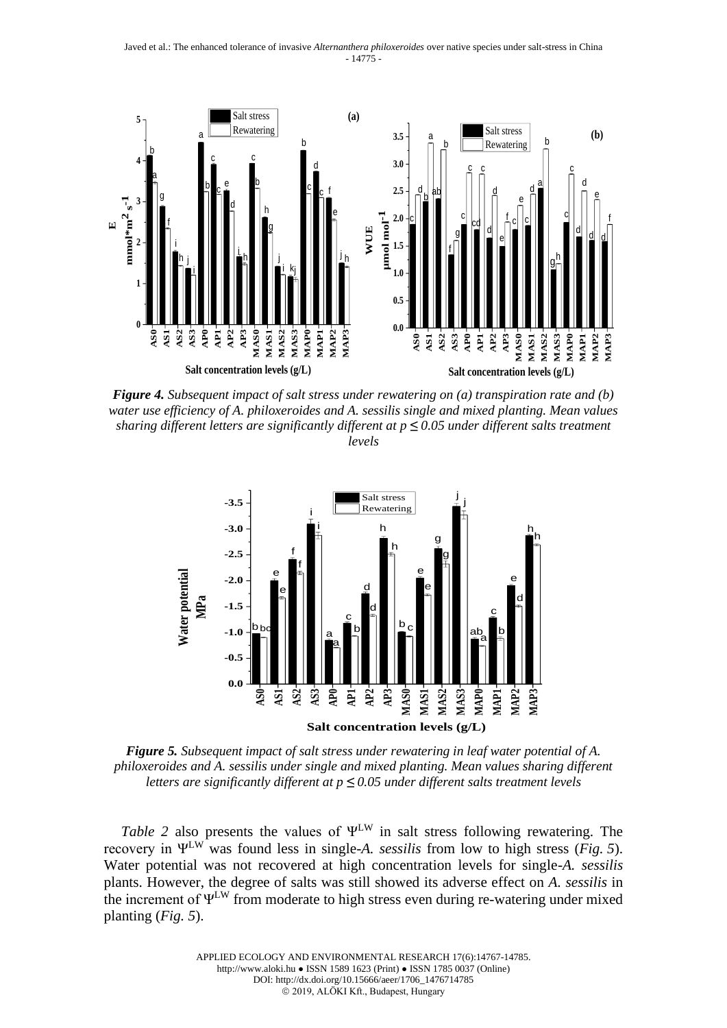*Figure 4. Subsequent impact of salt stress under rewatering on (a) transpiration rate and (b) water use efficiency of A. philoxeroides and A. sessilis single and mixed planting. Mean values sharing different letters are significantly different at $p \leq 0.05$ under different salts treatment levels*

*Figure 5. Subsequent impact of salt stress under rewatering in leaf water potential of A. philoxeroides and A. sessilis under single and mixed planting. Mean values sharing different letters are significantly different at $p \leq 0.05$ under different salts treatment levels*

*Table 2* also presents the values of $\Psi^{LW}$ in salt stress following rewatering. The recovery in $\Psi^{LW}$ was found less in single-*A. sessilis* from low to high stress (*Fig. 5*). Water potential was not recovered at high concentration levels for single-*A. sessilis* plants. However, the degree of salts was still showed its adverse effect on *A. sessilis* in the increment of $\Psi^{LW}$ from moderate to high stress even during re-watering under mixed planting (*Fig. 5*).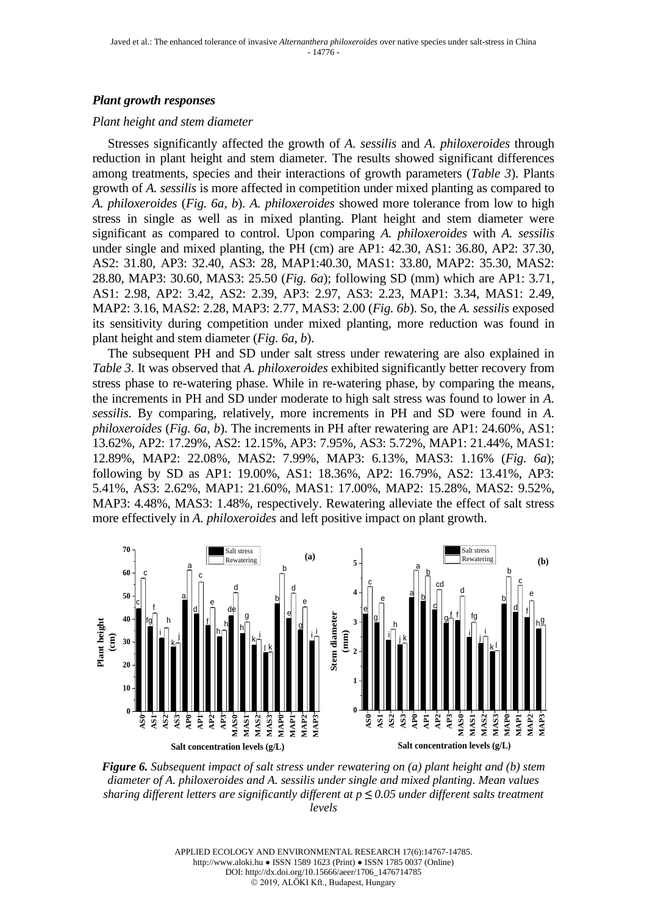### *Plant growth responses*

*Plant height and stem diameter*

Stresses significantly affected the growth of *A. sessilis* and *A. philoxeroides* through reduction in plant height and stem diameter. The results showed significant differences among treatments, species and their interactions of growth parameters (*Table 3*). Plants growth of *A. sessilis* is more affected in competition under mixed planting as compared to *A. philoxeroides* (*Fig. 6a, b*). *A. philoxeroides* showed more tolerance from low to high stress in single as well as in mixed planting. Plant height and stem diameter were significant as compared to control. Upon comparing *A. philoxeroides* with *A. sessilis* under single and mixed planting, the PH (cm) are AP1: 42.30, AS1: 36.80, AP2: 37.30, AS2: 31.80, AP3: 32.40, AS3: 28, MAP1:40.30, MAS1: 33.80, MAP2: 35.30, MAS2: 28.80, MAP3: 30.60, MAS3: 25.50 (*Fig. 6a*); following SD (mm) which are AP1: 3.71, AS1: 2.98, AP2: 3.42, AS2: 2.39, AP3: 2.97, AS3: 2.23, MAP1: 3.34, MAS1: 2.49, MAP2: 3.16, MAS2: 2.28, MAP3: 2.77, MAS3: 2.00 (*Fig. 6b*). So, the *A. sessilis* exposed its sensitivity during competition under mixed planting, more reduction was found in plant height and stem diameter (*Fig. 6a, b*).

The subsequent PH and SD under salt stress under rewatering are also explained in *Table 3*. It was observed that *A. philoxeroides* exhibited significantly better recovery from stress phase to re-watering phase. While in re-watering phase, by comparing the means, the increments in PH and SD under moderate to high salt stress was found to lower in *A. sessilis*. By comparing, relatively, more increments in PH and SD were found in *A. philoxeroides* (*Fig. 6a, b*). The increments in PH after rewatering are AP1: 24.60%, AS1: 13.62%, AP2: 17.29%, AS2: 12.15%, AP3: 7.95%, AS3: 5.72%, MAP1: 21.44%, MAS1: 12.89%, MAP2: 22.08%, MAS2: 7.99%, MAP3: 6.13%, MAS3: 1.16% (*Fig. 6a*); following by SD as AP1: 19.00%, AS1: 18.36%, AP2: 16.79%, AS2: 13.41%, AP3: 5.41%, AS3: 2.62%, MAP1: 21.60%, MAS1: 17.00%, MAP2: 15.28%, MAS2: 9.52%, MAP3: 4.48%, MAS3: 1.48%, respectively. Rewatering alleviate the effect of salt stress more effectively in *A. philoxeroides* and left positive impact on plant growth.

***Figure 6.*** *Subsequent impact of salt stress under rewatering on (a) plant height and (b) stem diameter of A. philoxeroides and A. sessilis under single and mixed planting. Mean values sharing different letters are significantly different at $p \leq 0.05$ under different salts treatment levels*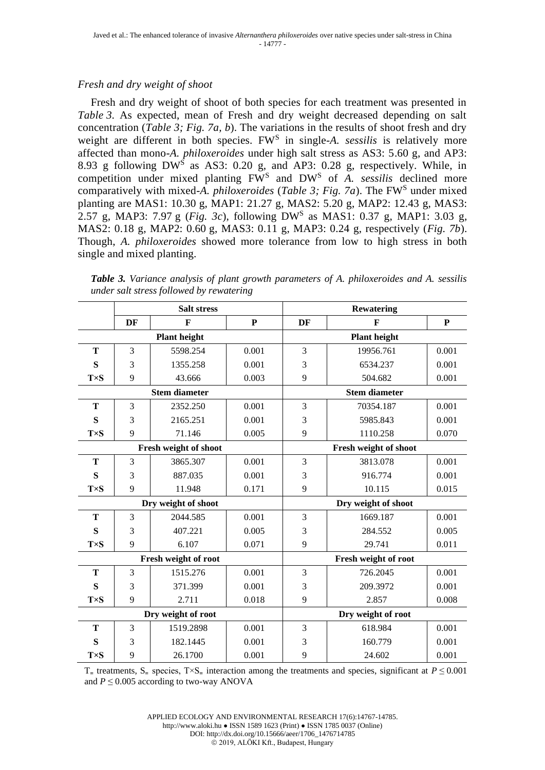### *Fresh and dry weight of shoot*

Fresh and dry weight of shoot of both species for each treatment was presented in *Table 3*. As expected, mean of Fresh and dry weight decreased depending on salt concentration (*Table 3; Fig. 7a, b*). The variations in the results of shoot fresh and dry weight are different in both species. $FW^S$ in single-*A. sessilis* is relatively more affected than mono-*A. philoxeroides* under high salt stress as AS3: 5.60 g, and AP3: 8.93 g following $DW^S$ as AS3: 0.20 g, and AP3: 0.28 g, respectively. While, in competition under mixed planting $FW^S$ and $DW^S$ of *A. sessilis* declined more comparatively with mixed-*A. philoxeroides* (*Table 3; Fig. 7a*). The $FW^S$ under mixed planting are MAS1: 10.30 g, MAP1: 21.27 g, MAS2: 5.20 g, MAP2: 12.43 g, MAS3: 2.57 g, MAP3: 7.97 g (*Fig. 3c*), following $DW^S$ as MAS1: 0.37 g, MAP1: 3.03 g, MAS2: 0.18 g, MAP2: 0.60 g, MAS3: 0.11 g, MAP3: 0.24 g, respectively (*Fig. 7b*). Though, *A. philoxeroides* showed more tolerance from low to high stress in both single and mixed planting.

***Table 3.*** *Variance analysis of plant growth parameters of A. philoxeroides and A. sessilis under salt stress followed by rewatering*

| | Salt stress | | | Rewatering | | |
|---|---|---|---|---|---|---|
| | **DF** | **F** | **P** | **DF** | **F** | **P** |
| | **Plant height** | | | **Plant height** | | |
| **T** | 3 | 5598.254 | 0.001 | 3 | 19956.761 | 0.001 |
| **S** | 3 | 1355.258 | 0.001 | 3 | 6534.237 | 0.001 |
| **T×S** | 9 | 43.666 | 0.003 | 9 | 504.682 | 0.001 |
| | **Stem diameter** | | | **Stem diameter** | | |
| **T** | 3 | 2352.250 | 0.001 | 3 | 70354.187 | 0.001 |
| **S** | 3 | 2165.251 | 0.001 | 3 | 5985.843 | 0.001 |
| **T×S** | 9 | 71.146 | 0.005 | 9 | 1110.258 | 0.070 |
| | **Fresh weight of shoot** | | | **Fresh weight of shoot** | | |
| **T** | 3 | 3865.307 | 0.001 | 3 | 3813.078 | 0.001 |
| **S** | 3 | 887.035 | 0.001 | 3 | 916.774 | 0.001 |
| **T×S** | 9 | 11.948 | 0.171 | 9 | 10.115 | 0.015 |
| | **Dry weight of shoot** | | | **Dry weight of shoot** | | |
| **T** | 3 | 2044.585 | 0.001 | 3 | 1669.187 | 0.001 |
| **S** | 3 | 407.221 | 0.005 | 3 | 284.552 | 0.005 |
| **T×S** | 9 | 6.107 | 0.071 | 9 | 29.741 | 0.011 |
| | **Fresh weight of root** | | | **Fresh weight of root** | | |
| **T** | 3 | 1515.276 | 0.001 | 3 | 726.2045 | 0.001 |
| **S** | 3 | 371.399 | 0.001 | 3 | 209.3972 | 0.001 |
| **T×S** | 9 | 2.711 | 0.018 | 9 | 2.857 | 0.008 |
| | **Dry weight of root** | | | **Dry weight of root** | | |
| **T** | 3 | 1519.2898 | 0.001 | 3 | 618.984 | 0.001 |
| **S** | 3 | 182.1445 | 0.001 | 3 | 160.779 | 0.001 |
| **T×S** | 9 | 26.1700 | 0.001 | 9 | 24.602 | 0.001 |

T₌ treatments, S₌ species, T×S₌ interaction among the treatments and species, significant at $P \leq 0.001$ and $P \leq 0.005$ according to two-way ANOVA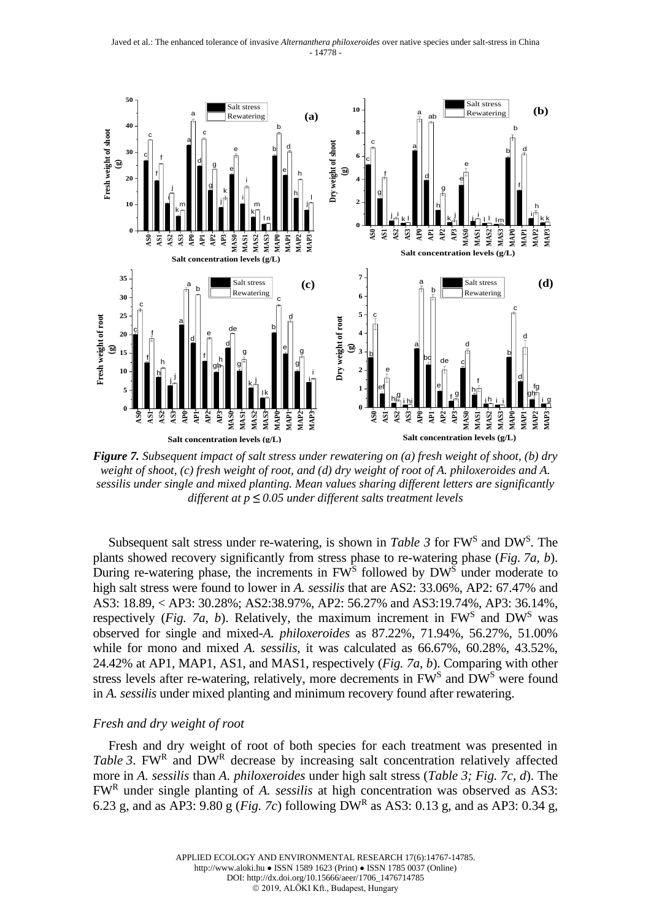*Figure 7. Subsequent impact of salt stress under rewatering on (a) fresh weight of shoot, (b) dry weight of shoot, (c) fresh weight of root, and (d) dry weight of root of A. philoxeroides and A. sessilis under single and mixed planting. Mean values sharing different letters are significantly different at p ≤ 0.05 under different salts treatment levels*

Subsequent salt stress under re-watering, is shown in *Table 3* for $FW^S$ and $DW^S$. The plants showed recovery significantly from stress phase to re-watering phase (*Fig. 7a, b*). During re-watering phase, the increments in $FW^S$ followed by $DW^S$ under moderate to high salt stress were found to lower in *A. sessilis* that are AS2: 33.06%, AP2: 67.47% and AS3: 18.89, < AP3: 30.28%; AS2:38.97%, AP2: 56.27% and AS3:19.74%, AP3: 36.14%, respectively (*Fig. 7a, b*). Relatively, the maximum increment in $FW^S$ and $DW^S$ was observed for single and mixed-*A. philoxeroides* as 87.22%, 71.94%, 56.27%, 51.00% while for mono and mixed *A. sessilis*, it was calculated as 66.67%, 60.28%, 43.52%, 24.42% at AP1, MAP1, AS1, and MAS1, respectively (*Fig. 7a, b*). Comparing with other stress levels after re-watering, relatively, more decrements in $FW^S$ and $DW^S$ were found in *A. sessilis* under mixed planting and minimum recovery found after rewatering.

### *Fresh and dry weight of root*

Fresh and dry weight of root of both species for each treatment was presented in *Table 3*. $FW^R$ and $DW^R$ decrease by increasing salt concentration relatively affected more in *A. sessilis* than *A. philoxeroides* under high salt stress (*Table 3; Fig. 7c, d*). The $FW^R$ under single planting of *A. sessilis* at high concentration was observed as AS3: 6.23 g, and as AP3: 9.80 g (*Fig. 7c*) following $DW^R$ as AS3: 0.13 g, and as AP3: 0.34 g,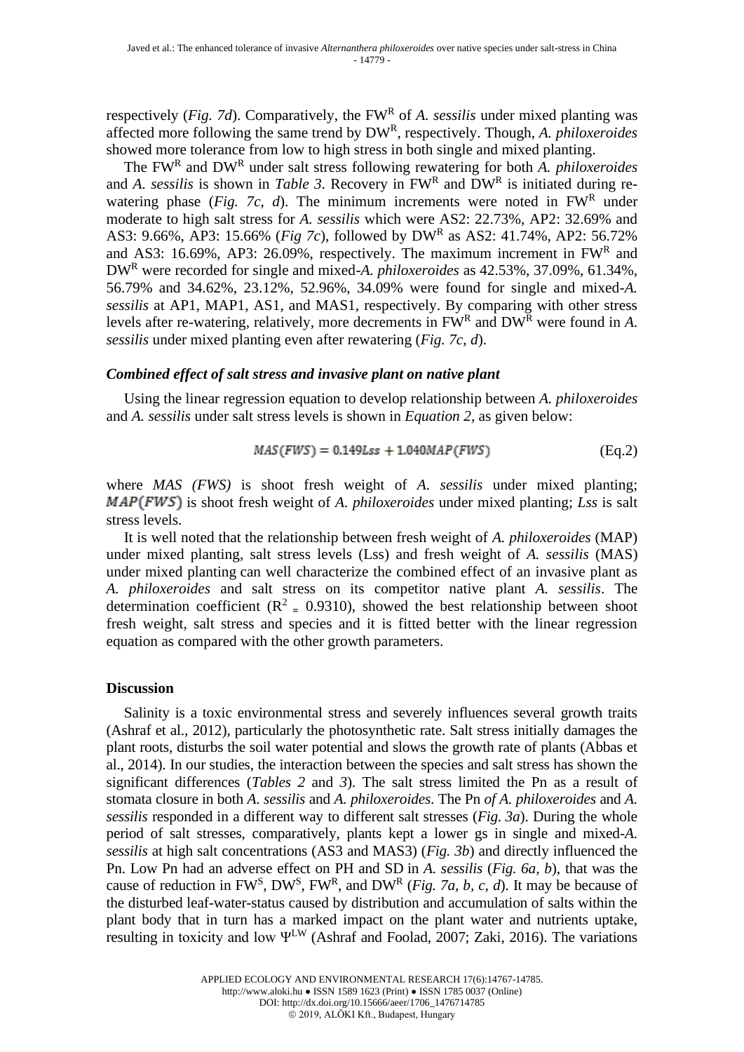respectively (*Fig. 7d*). Comparatively, the $FW^R$ of *A. sessilis* under mixed planting was affected more following the same trend by $DW^R$, respectively. Though, *A. philoxeroides* showed more tolerance from low to high stress in both single and mixed planting.

The $FW^R$ and $DW^R$ under salt stress following rewatering for both *A. philoxeroides* and *A. sessilis* is shown in *Table 3*. Recovery in $FW^R$ and $DW^R$ is initiated during re-watering phase (*Fig. 7c, d*). The minimum increments were noted in $FW^R$ under moderate to high salt stress for *A. sessilis* which were AS2: 22.73%, AP2: 32.69% and AS3: 9.66%, AP3: 15.66% (*Fig 7c*), followed by $DW^R$ as AS2: 41.74%, AP2: 56.72% and AS3: 16.69%, AP3: 26.09%, respectively. The maximum increment in $FW^R$ and $DW^R$ were recorded for single and mixed-*A. philoxeroides* as 42.53%, 37.09%, 61.34%, 56.79% and 34.62%, 23.12%, 52.96%, 34.09% were found for single and mixed-*A. sessilis* at AP1, MAP1, AS1, and MAS1, respectively. By comparing with other stress levels after re-watering, relatively, more decrements in $FW^R$ and $DW^R$ were found in *A. sessilis* under mixed planting even after rewatering (*Fig. 7c, d*).

### *Combined effect of salt stress and invasive plant on native plant*

Using the linear regression equation to develop relationship between *A. philoxeroides* and *A. sessilis* under salt stress levels is shown in *Equation 2*, as given below:

$$MAS(FWS) = 0.149Lss + 1.040MAP(FWS) \quad \text{(Eq.2)}$$

where *MAS (FWS)* is shoot fresh weight of *A. sessilis* under mixed planting; $MAP(FWS)$ is shoot fresh weight of *A. philoxeroides* under mixed planting; *Lss* is salt stress levels.

It is well noted that the relationship between fresh weight of *A. philoxeroides* (MAP) under mixed planting, salt stress levels (Lss) and fresh weight of *A. sessilis* (MAS) under mixed planting can well characterize the combined effect of an invasive plant as *A. philoxeroides* and salt stress on its competitor native plant *A. sessilis*. The determination coefficient ($R^2 = 0.9310$), showed the best relationship between shoot fresh weight, salt stress and species and it is fitted better with the linear regression equation as compared with the other growth parameters.

## Discussion

Salinity is a toxic environmental stress and severely influences several growth traits (Ashraf et al., 2012), particularly the photosynthetic rate. Salt stress initially damages the plant roots, disturbs the soil water potential and slows the growth rate of plants (Abbas et al., 2014). In our studies, the interaction between the species and salt stress has shown the significant differences (*Tables 2* and *3*). The salt stress limited the Pn as a result of stomata closure in both *A. sessilis* and *A. philoxeroides*. The Pn *of A. philoxeroides* and *A. sessilis* responded in a different way to different salt stresses (*Fig. 3a*). During the whole period of salt stresses, comparatively, plants kept a lower gs in single and mixed-*A. sessilis* at high salt concentrations (AS3 and MAS3) (*Fig. 3b*) and directly influenced the Pn. Low Pn had an adverse effect on PH and SD in *A. sessilis* (*Fig. 6a, b*), that was the cause of reduction in $FW^S$, $DW^S$, $FW^R$, and $DW^R$ (*Fig. 7a, b, c, d*). It may be because of the disturbed leaf-water-status caused by distribution and accumulation of salts within the plant body that in turn has a marked impact on the plant water and nutrients uptake, resulting in toxicity and low $\Psi^{LW}$ (Ashraf and Foolad, 2007; Zaki, 2016). The variations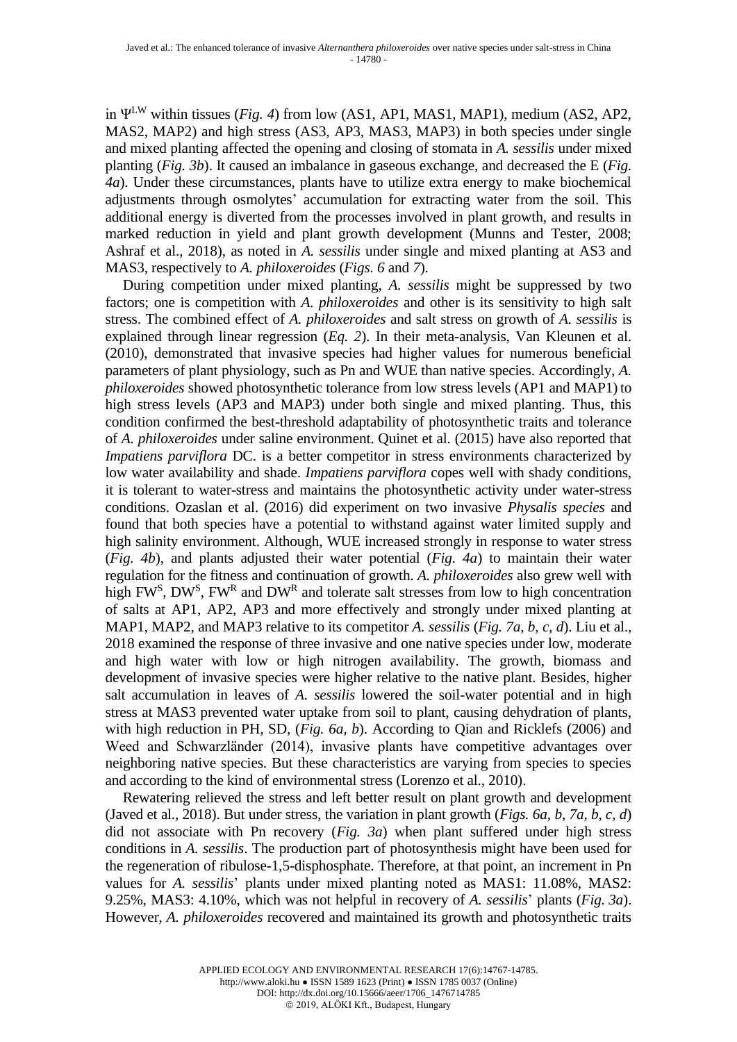in $\Psi^{LW}$ within tissues (*Fig. 4*) from low (AS1, AP1, MAS1, MAP1), medium (AS2, AP2, MAS2, MAP2) and high stress (AS3, AP3, MAS3, MAP3) in both species under single and mixed planting affected the opening and closing of stomata in *A. sessilis* under mixed planting (*Fig. 3b*). It caused an imbalance in gaseous exchange, and decreased the E (*Fig. 4a*). Under these circumstances, plants have to utilize extra energy to make biochemical adjustments through osmolytes' accumulation for extracting water from the soil. This additional energy is diverted from the processes involved in plant growth, and results in marked reduction in yield and plant growth development (Munns and Tester, 2008; Ashraf et al., 2018), as noted in *A. sessilis* under single and mixed planting at AS3 and MAS3, respectively to *A. philoxeroides* (*Figs. 6* and *7*).

During competition under mixed planting, *A. sessilis* might be suppressed by two factors; one is competition with *A. philoxeroides* and other is its sensitivity to high salt stress. The combined effect of *A. philoxeroides* and salt stress on growth of *A. sessilis* is explained through linear regression (*Eq. 2*). In their meta-analysis, Van Kleunen et al. (2010), demonstrated that invasive species had higher values for numerous beneficial parameters of plant physiology, such as Pn and WUE than native species. Accordingly, *A. philoxeroides* showed photosynthetic tolerance from low stress levels (AP1 and MAP1) to high stress levels (AP3 and MAP3) under both single and mixed planting. Thus, this condition confirmed the best-threshold adaptability of photosynthetic traits and tolerance of *A. philoxeroides* under saline environment. Quinet et al. (2015) have also reported that *Impatiens parviflora* DC. is a better competitor in stress environments characterized by low water availability and shade. *Impatiens parviflora* copes well with shady conditions, it is tolerant to water-stress and maintains the photosynthetic activity under water-stress conditions. Ozaslan et al. (2016) did experiment on two invasive *Physalis species* and found that both species have a potential to withstand against water limited supply and high salinity environment. Although, WUE increased strongly in response to water stress (*Fig. 4b*), and plants adjusted their water potential (*Fig. 4a*) to maintain their water regulation for the fitness and continuation of growth. *A. philoxeroides* also grew well with high $FW^S$, $DW^S$, $FW^R$ and $DW^R$ and tolerate salt stresses from low to high concentration of salts at AP1, AP2, AP3 and more effectively and strongly under mixed planting at MAP1, MAP2, and MAP3 relative to its competitor *A. sessilis* (*Fig. 7a, b, c, d*). Liu et al., 2018 examined the response of three invasive and one native species under low, moderate and high water with low or high nitrogen availability. The growth, biomass and development of invasive species were higher relative to the native plant. Besides, higher salt accumulation in leaves of *A. sessilis* lowered the soil-water potential and in high stress at MAS3 prevented water uptake from soil to plant, causing dehydration of plants, with high reduction in PH, SD, (*Fig. 6a, b*). According to Qian and Ricklefs (2006) and Weed and Schwarzländer (2014), invasive plants have competitive advantages over neighboring native species. But these characteristics are varying from species to species and according to the kind of environmental stress (Lorenzo et al., 2010).

Rewatering relieved the stress and left better result on plant growth and development (Javed et al., 2018). But under stress, the variation in plant growth (*Figs. 6a, b, 7a, b, c, d*) did not associate with Pn recovery (*Fig. 3a*) when plant suffered under high stress conditions in *A. sessilis*. The production part of photosynthesis might have been used for the regeneration of ribulose-1,5-disphosphate. Therefore, at that point, an increment in Pn values for *A. sessilis*' plants under mixed planting noted as MAS1: 11.08%, MAS2: 9.25%, MAS3: 4.10%, which was not helpful in recovery of *A. sessilis*' plants (*Fig. 3a*). However, *A. philoxeroides* recovered and maintained its growth and photosynthetic traits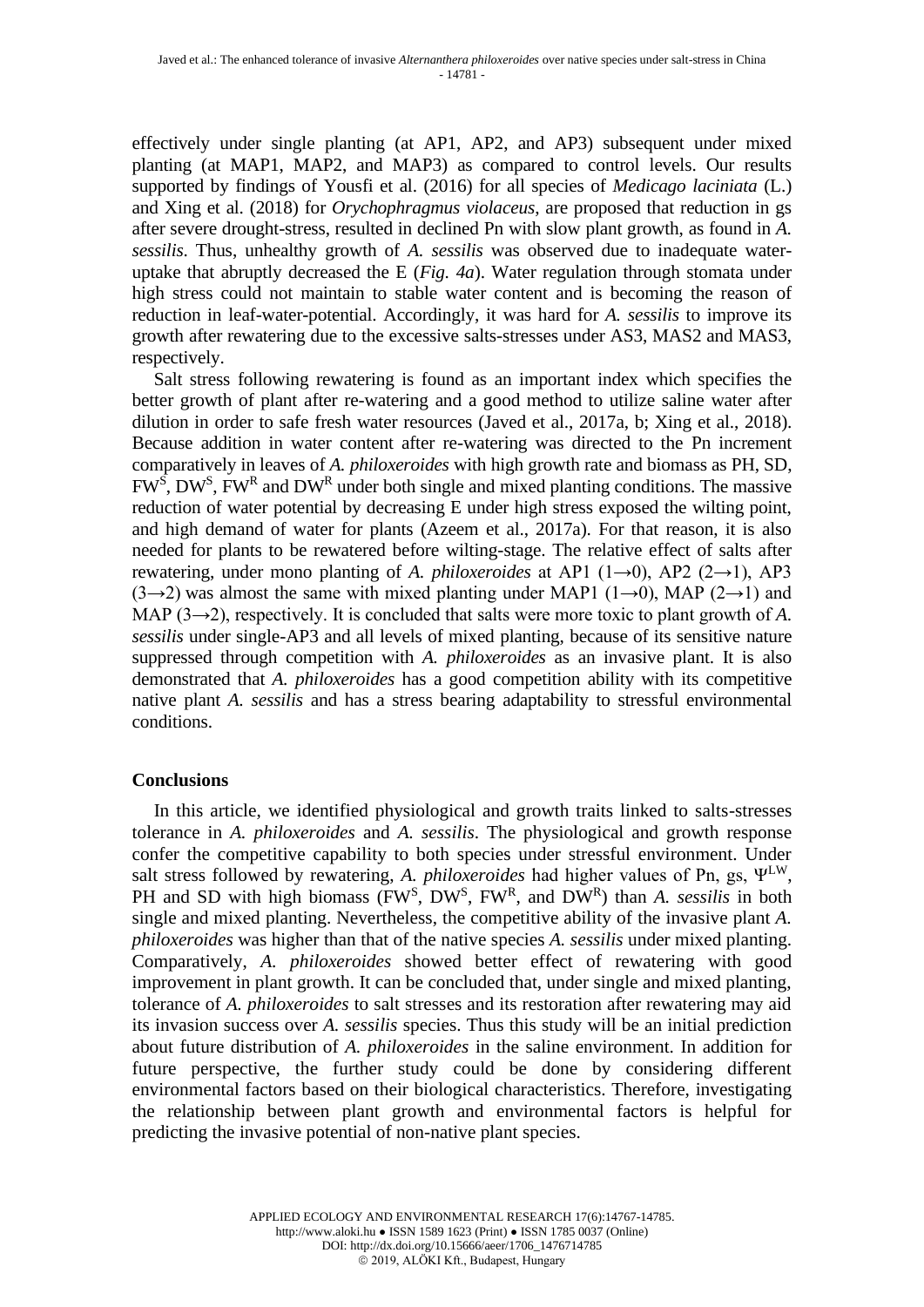effectively under single planting (at AP1, AP2, and AP3) subsequent under mixed planting (at MAP1, MAP2, and MAP3) as compared to control levels. Our results supported by findings of Yousfi et al. (2016) for all species of *Medicago laciniata* (L.) and Xing et al. (2018) for *Orychophragmus violaceus*, are proposed that reduction in gs after severe drought-stress, resulted in declined Pn with slow plant growth, as found in *A. sessilis*. Thus, unhealthy growth of *A. sessilis* was observed due to inadequate water-uptake that abruptly decreased the E (*Fig. 4a*). Water regulation through stomata under high stress could not maintain to stable water content and is becoming the reason of reduction in leaf-water-potential. Accordingly, it was hard for *A. sessilis* to improve its growth after rewatering due to the excessive salts-stresses under AS3, MAS2 and MAS3, respectively.

Salt stress following rewatering is found as an important index which specifies the better growth of plant after re-watering and a good method to utilize saline water after dilution in order to safe fresh water resources (Javed et al., 2017a, b; Xing et al., 2018). Because addition in water content after re-watering was directed to the Pn increment comparatively in leaves of *A. philoxeroides* with high growth rate and biomass as PH, SD, $FW^S$, $DW^S$, $FW^R$ and $DW^R$ under both single and mixed planting conditions. The massive reduction of water potential by decreasing E under high stress exposed the wilting point, and high demand of water for plants (Azeem et al., 2017a). For that reason, it is also needed for plants to be rewatered before wilting-stage. The relative effect of salts after rewatering, under mono planting of *A. philoxeroides* at AP1 ($1\rightarrow0$), AP2 ($2\rightarrow1$), AP3 ($3\rightarrow2$) was almost the same with mixed planting under MAP1 ($1\rightarrow0$), MAP ($2\rightarrow1$) and MAP ($3\rightarrow2$), respectively. It is concluded that salts were more toxic to plant growth of *A. sessilis* under single-AP3 and all levels of mixed planting, because of its sensitive nature suppressed through competition with *A. philoxeroides* as an invasive plant. It is also demonstrated that *A. philoxeroides* has a good competition ability with its competitive native plant *A. sessilis* and has a stress bearing adaptability to stressful environmental conditions.

## Conclusions

In this article, we identified physiological and growth traits linked to salts-stresses tolerance in *A. philoxeroides* and *A. sessilis*. The physiological and growth response confer the competitive capability to both species under stressful environment. Under salt stress followed by rewatering, *A. philoxeroides* had higher values of Pn, gs, $\Psi^{LW}$, PH and SD with high biomass ($FW^S$, $DW^S$, $FW^R$, and $DW^R$) than *A. sessilis* in both single and mixed planting. Nevertheless, the competitive ability of the invasive plant *A. philoxeroides* was higher than that of the native species *A. sessilis* under mixed planting. Comparatively, *A. philoxeroides* showed better effect of rewatering with good improvement in plant growth. It can be concluded that, under single and mixed planting, tolerance of *A. philoxeroides* to salt stresses and its restoration after rewatering may aid its invasion success over *A. sessilis* species. Thus this study will be an initial prediction about future distribution of *A. philoxeroides* in the saline environment. In addition for future perspective, the further study could be done by considering different environmental factors based on their biological characteristics. Therefore, investigating the relationship between plant growth and environmental factors is helpful for predicting the invasive potential of non-native plant species.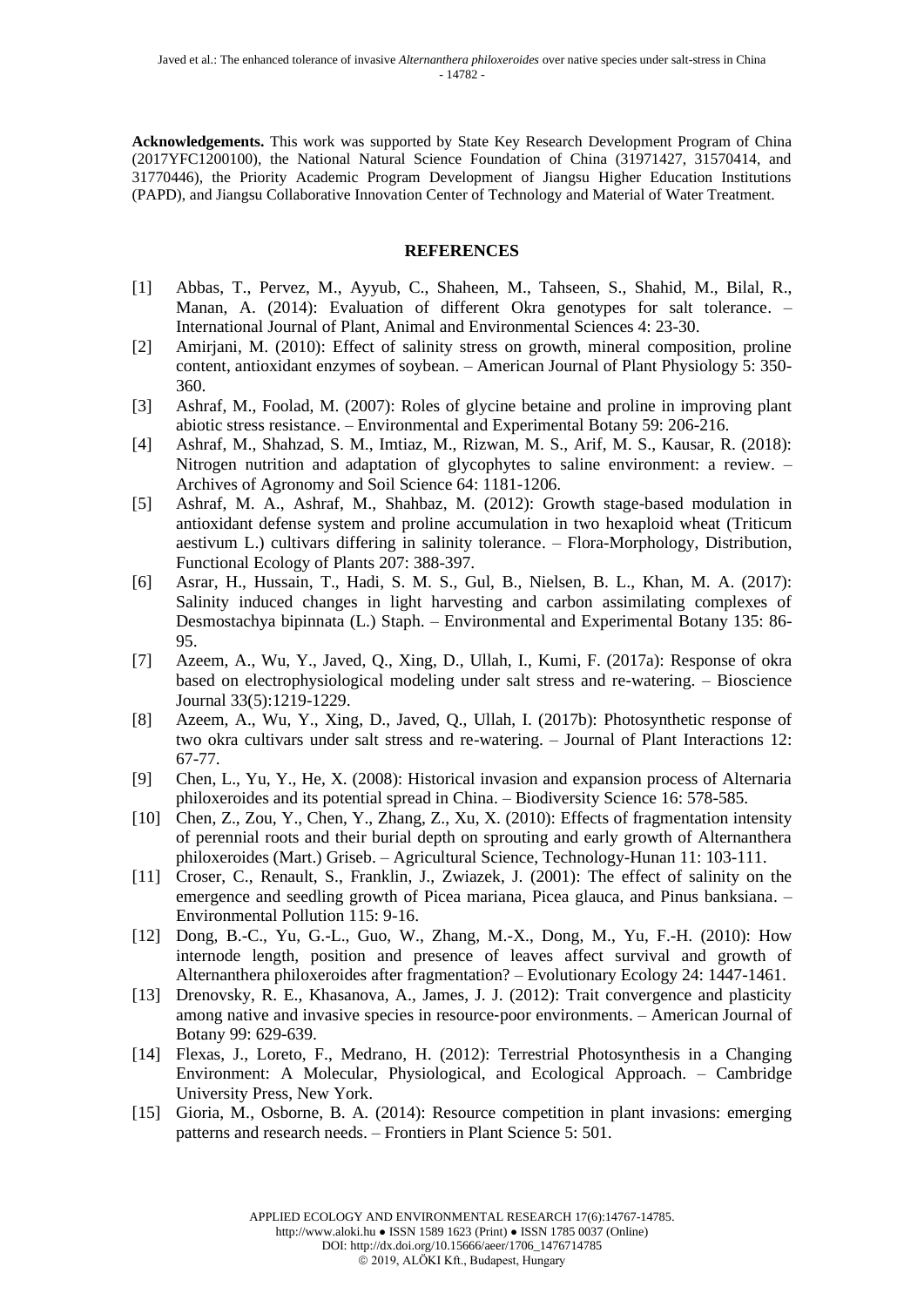**Acknowledgements.** This work was supported by State Key Research Development Program of China (2017YFC1200100), the National Natural Science Foundation of China (31971427, 31570414, and 31770446), the Priority Academic Program Development of Jiangsu Higher Education Institutions (PAPD), and Jiangsu Collaborative Innovation Center of Technology and Material of Water Treatment.

## REFERENCES

[1] Abbas, T., Pervez, M., Ayyub, C., Shaheen, M., Tahseen, S., Shahid, M., Bilal, R., Manan, A. (2014): Evaluation of different Okra genotypes for salt tolerance. – International Journal of Plant, Animal and Environmental Sciences 4: 23-30.

[2] Amirjani, M. (2010): Effect of salinity stress on growth, mineral composition, proline content, antioxidant enzymes of soybean. – American Journal of Plant Physiology 5: 350-360.

[3] Ashraf, M., Foolad, M. (2007): Roles of glycine betaine and proline in improving plant abiotic stress resistance. – Environmental and Experimental Botany 59: 206-216.

[4] Ashraf, M., Shahzad, S. M., Imtiaz, M., Rizwan, M. S., Arif, M. S., Kausar, R. (2018): Nitrogen nutrition and adaptation of glycophytes to saline environment: a review. – Archives of Agronomy and Soil Science 64: 1181-1206.

[5] Ashraf, M. A., Ashraf, M., Shahbaz, M. (2012): Growth stage-based modulation in antioxidant defense system and proline accumulation in two hexaploid wheat (Triticum aestivum L.) cultivars differing in salinity tolerance. – Flora-Morphology, Distribution, Functional Ecology of Plants 207: 388-397.

[6] Asrar, H., Hussain, T., Hadi, S. M. S., Gul, B., Nielsen, B. L., Khan, M. A. (2017): Salinity induced changes in light harvesting and carbon assimilating complexes of Desmostachya bipinnata (L.) Staph. – Environmental and Experimental Botany 135: 86-95.

[7] Azeem, A., Wu, Y., Javed, Q., Xing, D., Ullah, I., Kumi, F. (2017a): Response of okra based on electrophysiological modeling under salt stress and re-watering. – Bioscience Journal 33(5):1219-1229.

[8] Azeem, A., Wu, Y., Xing, D., Javed, Q., Ullah, I. (2017b): Photosynthetic response of two okra cultivars under salt stress and re-watering. – Journal of Plant Interactions 12: 67-77.

[9] Chen, L., Yu, Y., He, X. (2008): Historical invasion and expansion process of Alternaria philoxeroides and its potential spread in China. – Biodiversity Science 16: 578-585.

[10] Chen, Z., Zou, Y., Chen, Y., Zhang, Z., Xu, X. (2010): Effects of fragmentation intensity of perennial roots and their burial depth on sprouting and early growth of Alternanthera philoxeroides (Mart.) Griseb. – Agricultural Science, Technology-Hunan 11: 103-111.

[11] Croser, C., Renault, S., Franklin, J., Zwiazek, J. (2001): The effect of salinity on the emergence and seedling growth of Picea mariana, Picea glauca, and Pinus banksiana. – Environmental Pollution 115: 9-16.

[12] Dong, B.-C., Yu, G.-L., Guo, W., Zhang, M.-X., Dong, M., Yu, F.-H. (2010): How internode length, position and presence of leaves affect survival and growth of Alternanthera philoxeroides after fragmentation? – Evolutionary Ecology 24: 1447-1461.

[13] Drenovsky, R. E., Khasanova, A., James, J. J. (2012): Trait convergence and plasticity among native and invasive species in resource-poor environments. – American Journal of Botany 99: 629-639.

[14] Flexas, J., Loreto, F., Medrano, H. (2012): Terrestrial Photosynthesis in a Changing Environment: A Molecular, Physiological, and Ecological Approach. – Cambridge University Press, New York.

[15] Gioria, M., Osborne, B. A. (2014): Resource competition in plant invasions: emerging patterns and research needs. – Frontiers in Plant Science 5: 501.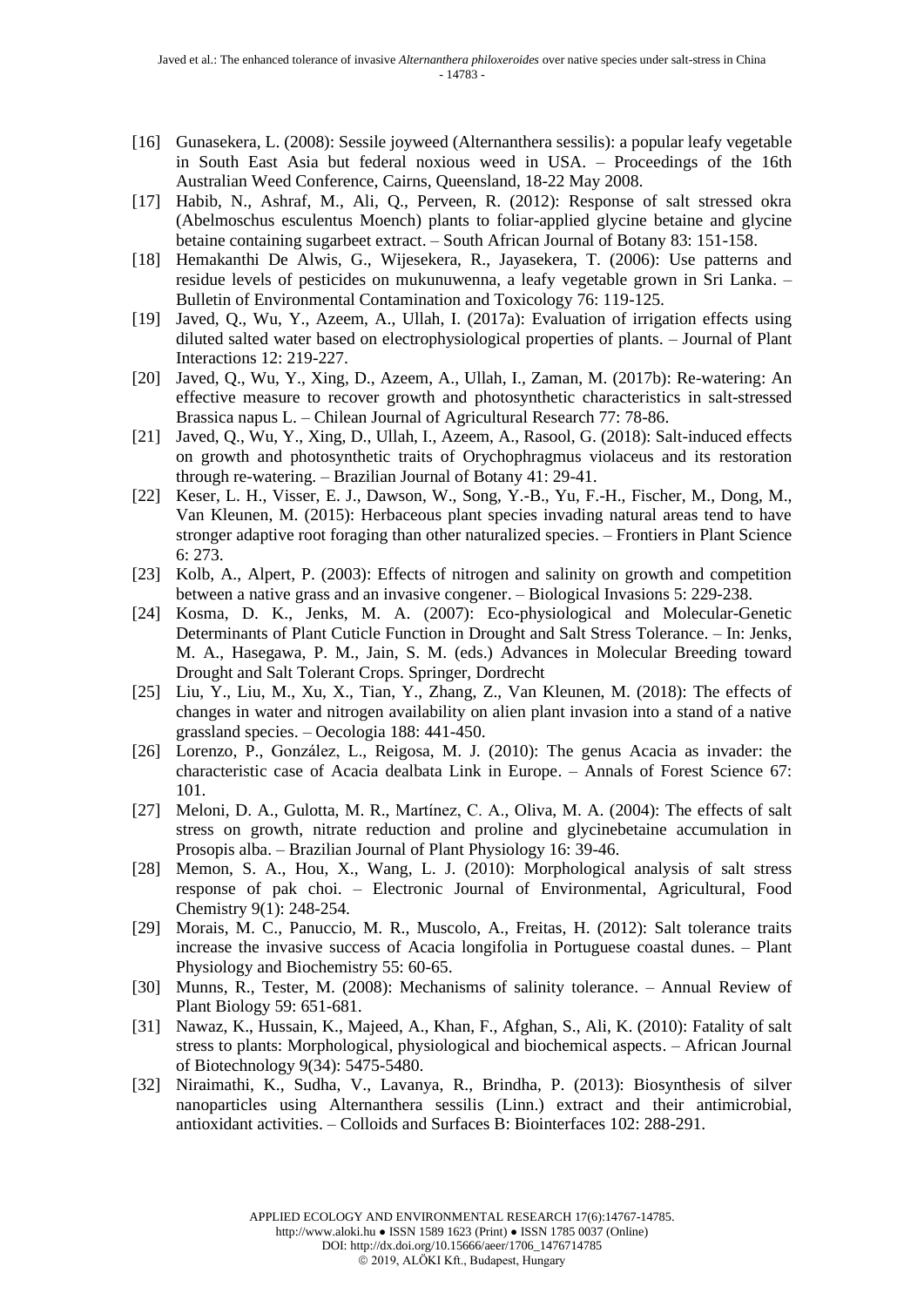[16] Gunasekera, L. (2008): Sessile joyweed (Alternanthera sessilis): a popular leafy vegetable in South East Asia but federal noxious weed in USA. – Proceedings of the 16th Australian Weed Conference, Cairns, Queensland, 18-22 May 2008.

[17] Habib, N., Ashraf, M., Ali, Q., Perveen, R. (2012): Response of salt stressed okra (Abelmoschus esculentus Moench) plants to foliar-applied glycine betaine and glycine betaine containing sugarbeet extract. – South African Journal of Botany 83: 151-158.

[18] Hemakanthi De Alwis, G., Wijesekera, R., Jayasekera, T. (2006): Use patterns and residue levels of pesticides on mukunuwenna, a leafy vegetable grown in Sri Lanka. – Bulletin of Environmental Contamination and Toxicology 76: 119-125.

[19] Javed, Q., Wu, Y., Azeem, A., Ullah, I. (2017a): Evaluation of irrigation effects using diluted salted water based on electrophysiological properties of plants. – Journal of Plant Interactions 12: 219-227.

[20] Javed, Q., Wu, Y., Xing, D., Azeem, A., Ullah, I., Zaman, M. (2017b): Re-watering: An effective measure to recover growth and photosynthetic characteristics in salt-stressed Brassica napus L. – Chilean Journal of Agricultural Research 77: 78-86.

[21] Javed, Q., Wu, Y., Xing, D., Ullah, I., Azeem, A., Rasool, G. (2018): Salt-induced effects on growth and photosynthetic traits of Orychophragmus violaceus and its restoration through re-watering. – Brazilian Journal of Botany 41: 29-41.

[22] Keser, L. H., Visser, E. J., Dawson, W., Song, Y.-B., Yu, F.-H., Fischer, M., Dong, M., Van Kleunen, M. (2015): Herbaceous plant species invading natural areas tend to have stronger adaptive root foraging than other naturalized species. – Frontiers in Plant Science 6: 273.

[23] Kolb, A., Alpert, P. (2003): Effects of nitrogen and salinity on growth and competition between a native grass and an invasive congener. – Biological Invasions 5: 229-238.

[24] Kosma, D. K., Jenks, M. A. (2007): Eco-physiological and Molecular-Genetic Determinants of Plant Cuticle Function in Drought and Salt Stress Tolerance. – In: Jenks, M. A., Hasegawa, P. M., Jain, S. M. (eds.) Advances in Molecular Breeding toward Drought and Salt Tolerant Crops. Springer, Dordrecht

[25] Liu, Y., Liu, M., Xu, X., Tian, Y., Zhang, Z., Van Kleunen, M. (2018): The effects of changes in water and nitrogen availability on alien plant invasion into a stand of a native grassland species. – Oecologia 188: 441-450.

[26] Lorenzo, P., González, L., Reigosa, M. J. (2010): The genus Acacia as invader: the characteristic case of Acacia dealbata Link in Europe. – Annals of Forest Science 67: 101.

[27] Meloni, D. A., Gulotta, M. R., Martínez, C. A., Oliva, M. A. (2004): The effects of salt stress on growth, nitrate reduction and proline and glycinebetaine accumulation in Prosopis alba. – Brazilian Journal of Plant Physiology 16: 39-46.

[28] Memon, S. A., Hou, X., Wang, L. J. (2010): Morphological analysis of salt stress response of pak choi. – Electronic Journal of Environmental, Agricultural, Food Chemistry 9(1): 248-254.

[29] Morais, M. C., Panuccio, M. R., Muscolo, A., Freitas, H. (2012): Salt tolerance traits increase the invasive success of Acacia longifolia in Portuguese coastal dunes. – Plant Physiology and Biochemistry 55: 60-65.

[30] Munns, R., Tester, M. (2008): Mechanisms of salinity tolerance. – Annual Review of Plant Biology 59: 651-681.

[31] Nawaz, K., Hussain, K., Majeed, A., Khan, F., Afghan, S., Ali, K. (2010): Fatality of salt stress to plants: Morphological, physiological and biochemical aspects. – African Journal of Biotechnology 9(34): 5475-5480.

[32] Niraimathi, K., Sudha, V., Lavanya, R., Brindha, P. (2013): Biosynthesis of silver nanoparticles using Alternanthera sessilis (Linn.) extract and their antimicrobial, antioxidant activities. – Colloids and Surfaces B: Biointerfaces 102: 288-291.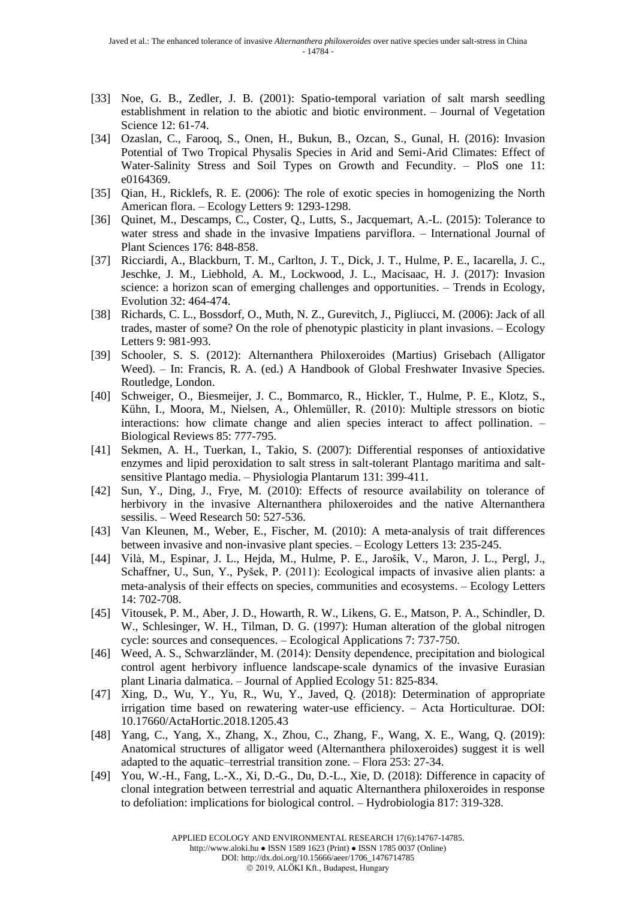[33] Noe, G. B., Zedler, J. B. (2001): Spatio-temporal variation of salt marsh seedling establishment in relation to the abiotic and biotic environment. – Journal of Vegetation Science 12: 61-74.

[34] Ozaslan, C., Farooq, S., Onen, H., Bukun, B., Ozcan, S., Gunal, H. (2016): Invasion Potential of Two Tropical Physalis Species in Arid and Semi-Arid Climates: Effect of Water-Salinity Stress and Soil Types on Growth and Fecundity. – PloS one 11: e0164369.

[35] Qian, H., Ricklefs, R. E. (2006): The role of exotic species in homogenizing the North American flora. – Ecology Letters 9: 1293-1298.

[36] Quinet, M., Descamps, C., Coster, Q., Lutts, S., Jacquemart, A.-L. (2015): Tolerance to water stress and shade in the invasive Impatiens parviflora. – International Journal of Plant Sciences 176: 848-858.

[37] Ricciardi, A., Blackburn, T. M., Carlton, J. T., Dick, J. T., Hulme, P. E., Iacarella, J. C., Jeschke, J. M., Liebhold, A. M., Lockwood, J. L., Macisaac, H. J. (2017): Invasion science: a horizon scan of emerging challenges and opportunities. – Trends in Ecology, Evolution 32: 464-474.

[38] Richards, C. L., Bossdorf, O., Muth, N. Z., Gurevitch, J., Pigliucci, M. (2006): Jack of all trades, master of some? On the role of phenotypic plasticity in plant invasions. – Ecology Letters 9: 981-993.

[39] Schooler, S. S. (2012): Alternanthera Philoxeroides (Martius) Grisebach (Alligator Weed). – In: Francis, R. A. (ed.) A Handbook of Global Freshwater Invasive Species. Routledge, London.

[40] Schweiger, O., Biesmeijer, J. C., Bommarco, R., Hickler, T., Hulme, P. E., Klotz, S., Kühn, I., Moora, M., Nielsen, A., Ohlemüller, R. (2010): Multiple stressors on biotic interactions: how climate change and alien species interact to affect pollination. – Biological Reviews 85: 777-795.

[41] Sekmen, A. H., Tuerkan, I., Takio, S. (2007): Differential responses of antioxidative enzymes and lipid peroxidation to salt stress in salt-tolerant Plantago maritima and salt-sensitive Plantago media. – Physiologia Plantarum 131: 399-411.

[42] Sun, Y., Ding, J., Frye, M. (2010): Effects of resource availability on tolerance of herbivory in the invasive Alternanthera philoxeroides and the native Alternanthera sessilis. – Weed Research 50: 527-536.

[43] Van Kleunen, M., Weber, E., Fischer, M. (2010): A meta-analysis of trait differences between invasive and non-invasive plant species. – Ecology Letters 13: 235-245.

[44] Vilà, M., Espinar, J. L., Hejda, M., Hulme, P. E., Jarošík, V., Maron, J. L., Pergl, J., Schaffner, U., Sun, Y., Pyšek, P. (2011): Ecological impacts of invasive alien plants: a meta-analysis of their effects on species, communities and ecosystems. – Ecology Letters 14: 702-708.

[45] Vitousek, P. M., Aber, J. D., Howarth, R. W., Likens, G. E., Matson, P. A., Schindler, D. W., Schlesinger, W. H., Tilman, D. G. (1997): Human alteration of the global nitrogen cycle: sources and consequences. – Ecological Applications 7: 737-750.

[46] Weed, A. S., Schwarzländer, M. (2014): Density dependence, precipitation and biological control agent herbivory influence landscape-scale dynamics of the invasive Eurasian plant Linaria dalmatica. – Journal of Applied Ecology 51: 825-834.

[47] Xing, D., Wu, Y., Yu, R., Wu, Y., Javed, Q. (2018): Determination of appropriate irrigation time based on rewatering water-use efficiency. – Acta Horticulturae. DOI: 10.17660/ActaHortic.2018.1205.43

[48] Yang, C., Yang, X., Zhang, X., Zhou, C., Zhang, F., Wang, X. E., Wang, Q. (2019): Anatomical structures of alligator weed (Alternanthera philoxeroides) suggest it is well adapted to the aquatic–terrestrial transition zone. – Flora 253: 27-34.

[49] You, W.-H., Fang, L.-X., Xi, D.-G., Du, D.-L., Xie, D. (2018): Difference in capacity of clonal integration between terrestrial and aquatic Alternanthera philoxeroides in response to defoliation: implications for biological control. – Hydrobiologia 817: 319-328.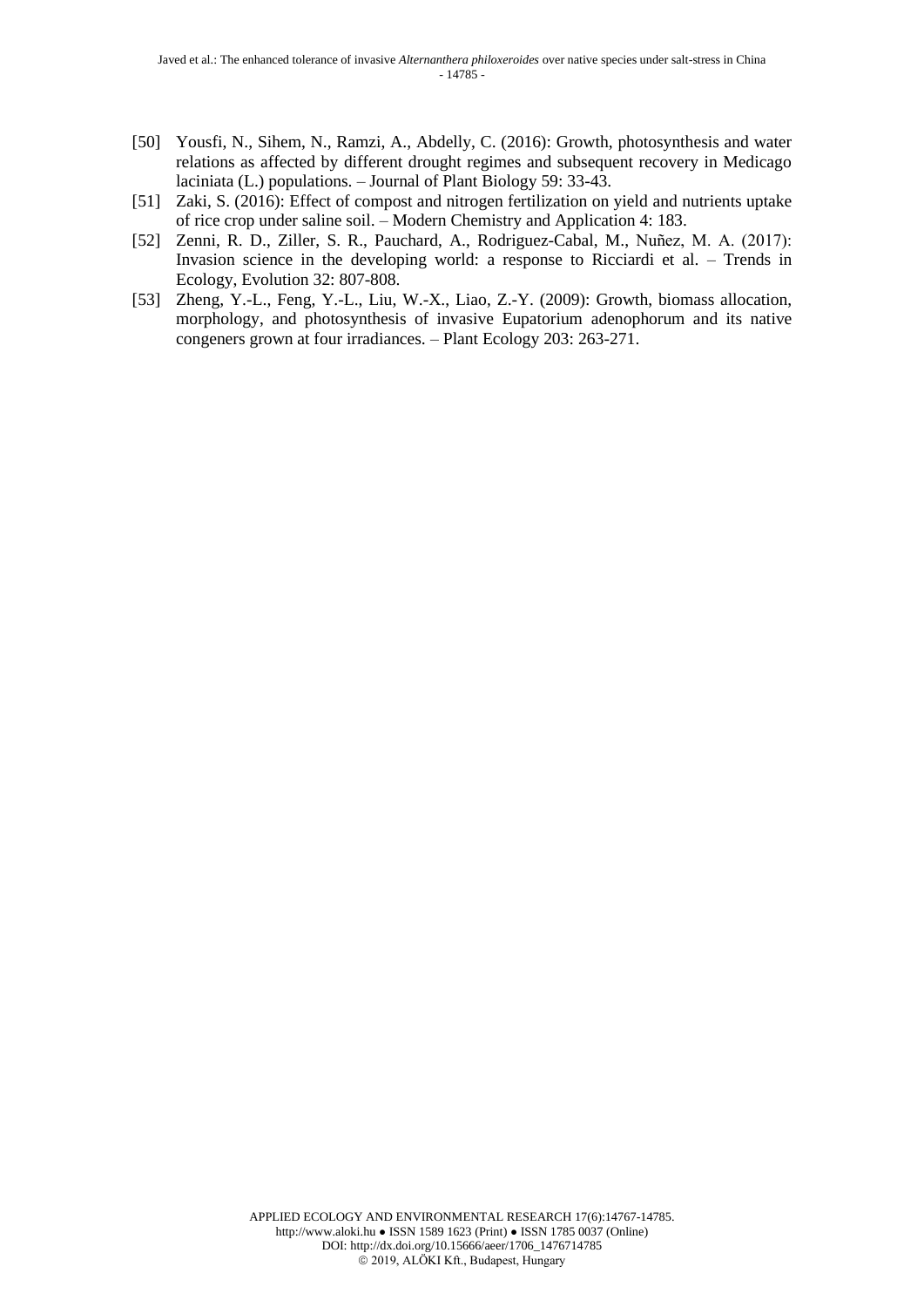[50] Yousfi, N., Sihem, N., Ramzi, A., Abdelly, C. (2016): Growth, photosynthesis and water relations as affected by different drought regimes and subsequent recovery in Medicago laciniata (L.) populations. – Journal of Plant Biology 59: 33-43.

[51] Zaki, S. (2016): Effect of compost and nitrogen fertilization on yield and nutrients uptake of rice crop under saline soil. – Modern Chemistry and Application 4: 183.

[52] Zenni, R. D., Ziller, S. R., Pauchard, A., Rodriguez-Cabal, M., Nuñez, M. A. (2017): Invasion science in the developing world: a response to Ricciardi et al. – Trends in Ecology, Evolution 32: 807-808.

[53] Zheng, Y.-L., Feng, Y.-L., Liu, W.-X., Liao, Z.-Y. (2009): Growth, biomass allocation, morphology, and photosynthesis of invasive Eupatorium adenophorum and its native congeners grown at four irradiances. – Plant Ecology 203: 263-271.